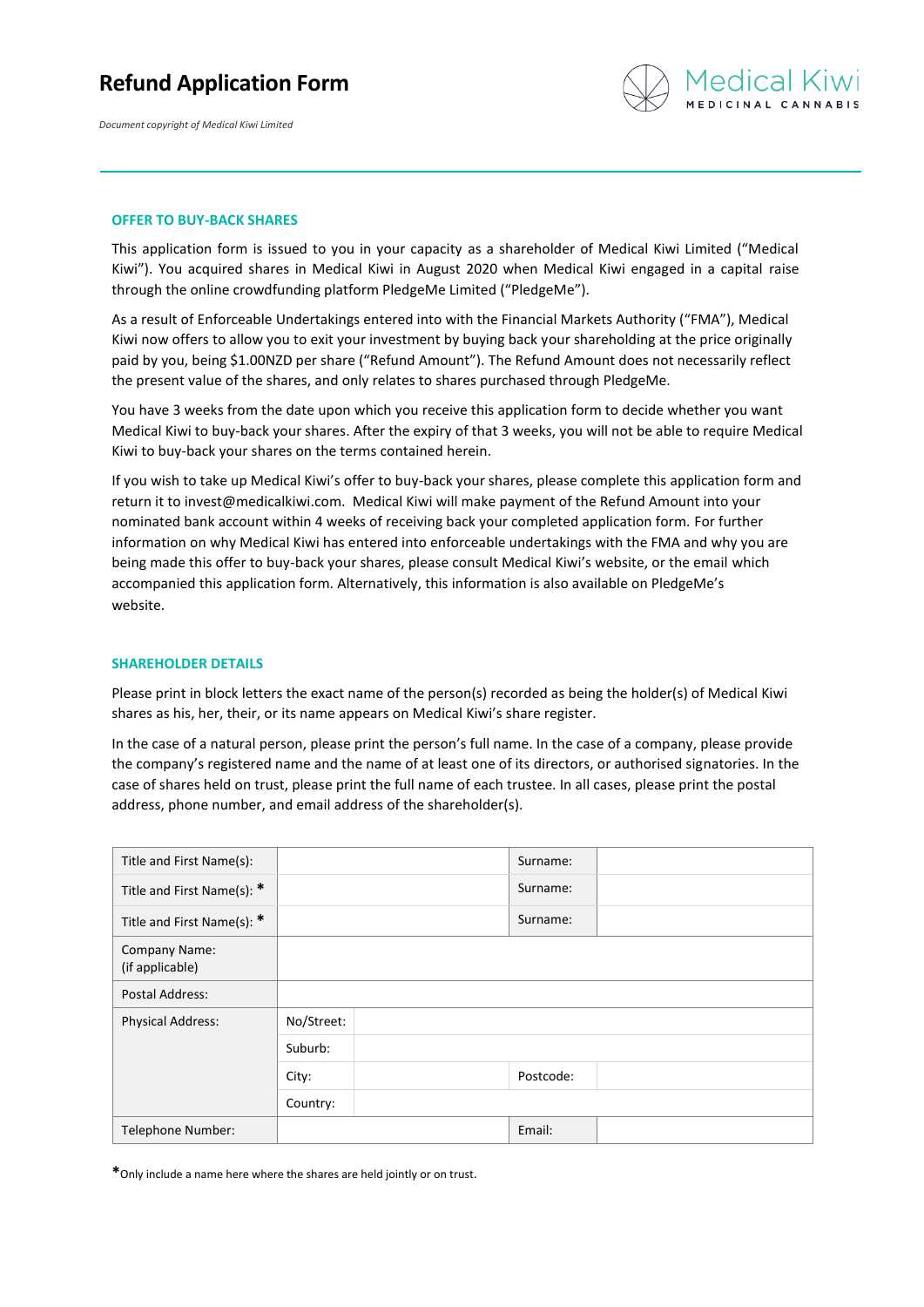# Refund Application Form

Medical Kiwi
MEDICINAL CANNABIS

*Document copyright of Medical Kiwi Limited*

## OFFER TO BUY-BACK SHARES

This application form is issued to you in your capacity as a shareholder of Medical Kiwi Limited ("Medical Kiwi"). You acquired shares in Medical Kiwi in August 2020 when Medical Kiwi engaged in a capital raise through the online crowdfunding platform PledgeMe Limited ("PledgeMe").

As a result of Enforceable Undertakings entered into with the Financial Markets Authority ("FMA"), Medical Kiwi now offers to allow you to exit your investment by buying back your shareholding at the price originally paid by you, being $1.00NZD per share ("Refund Amount"). The Refund Amount does not necessarily reflect the present value of the shares, and only relates to shares purchased through PledgeMe.

You have 3 weeks from the date upon which you receive this application form to decide whether you want Medical Kiwi to buy-back your shares. After the expiry of that 3 weeks, you will not be able to require Medical Kiwi to buy-back your shares on the terms contained herein.

If you wish to take up Medical Kiwi's offer to buy-back your shares, please complete this application form and return it to invest@medicalkiwi.com. Medical Kiwi will make payment of the Refund Amount into your nominated bank account within 4 weeks of receiving back your completed application form. For further information on why Medical Kiwi has entered into enforceable undertakings with the FMA and why you are being made this offer to buy-back your shares, please consult Medical Kiwi's website, or the email which accompanied this application form. Alternatively, this information is also available on PledgeMe's website.

## SHAREHOLDER DETAILS

Please print in block letters the exact name of the person(s) recorded as being the holder(s) of Medical Kiwi shares as his, her, their, or its name appears on Medical Kiwi's share register.

In the case of a natural person, please print the person's full name. In the case of a company, please provide the company's registered name and the name of at least one of its directors, or authorised signatories. In the case of shares held on trust, please print the full name of each trustee. In all cases, please print the postal address, phone number, and email address of the shareholder(s).

| | | | | |
|---|---|---|---|---|
| Title and First Name(s): | | | Surname: | |
| Title and First Name(s): * | | | Surname: | |
| Title and First Name(s): * | | | Surname: | |
| Company Name: (if applicable) | | | | |
| Postal Address: | | | | |
| Physical Address: | No/Street: | | | |
| | Suburb: | | | |
| | City: | | Postcode: | |
| | Country: | | | |
| Telephone Number: | | | Email: | |

*Only include a name here where the shares are held jointly or on trust.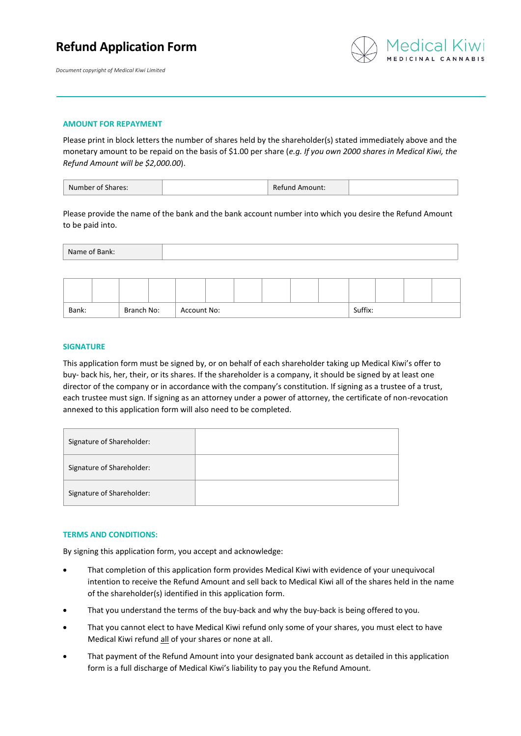# Refund Application Form

*Document copyright of Medical Kiwi Limited*

Medical Kiwi
MEDICINAL CANNABIS

---

### AMOUNT FOR REPAYMENT

Please print in block letters the number of shares held by the shareholder(s) stated immediately above and the monetary amount to be repaid on the basis of $1.00 per share (*e.g. If you own 2000 shares in Medical Kiwi, the Refund Amount will be $2,000.00*).

| Number of Shares: | | Refund Amount: | |
|---|---|---|---|

Please provide the name of the bank and the bank account number into which you desire the Refund Amount to be paid into.

| Name of Bank: | |
|---|---|

| | | | | | | | | | | | | | |
|---|---|---|---|---|---|---|---|---|---|---|---|---|---|
| Bank: | | Branch No: | | Account No: | | | | | | Suffix: | | | |

### SIGNATURE

This application form must be signed by, or on behalf of each shareholder taking up Medical Kiwi's offer to buy- back his, her, their, or its shares. If the shareholder is a company, it should be signed by at least one director of the company or in accordance with the company's constitution. If signing as a trustee of a trust, each trustee must sign. If signing as an attorney under a power of attorney, the certificate of non-revocation annexed to this application form will also need to be completed.

| Signature of Shareholder: | |
|---|---|
| Signature of Shareholder: | |
| Signature of Shareholder: | |

### TERMS AND CONDITIONS:

By signing this application form, you accept and acknowledge:

- That completion of this application form provides Medical Kiwi with evidence of your unequivocal intention to receive the Refund Amount and sell back to Medical Kiwi all of the shares held in the name of the shareholder(s) identified in this application form.
- That you understand the terms of the buy-back and why the buy-back is being offered to you.
- That you cannot elect to have Medical Kiwi refund only some of your shares, you must elect to have Medical Kiwi refund all of your shares or none at all.
- That payment of the Refund Amount into your designated bank account as detailed in this application form is a full discharge of Medical Kiwi's liability to pay you the Refund Amount.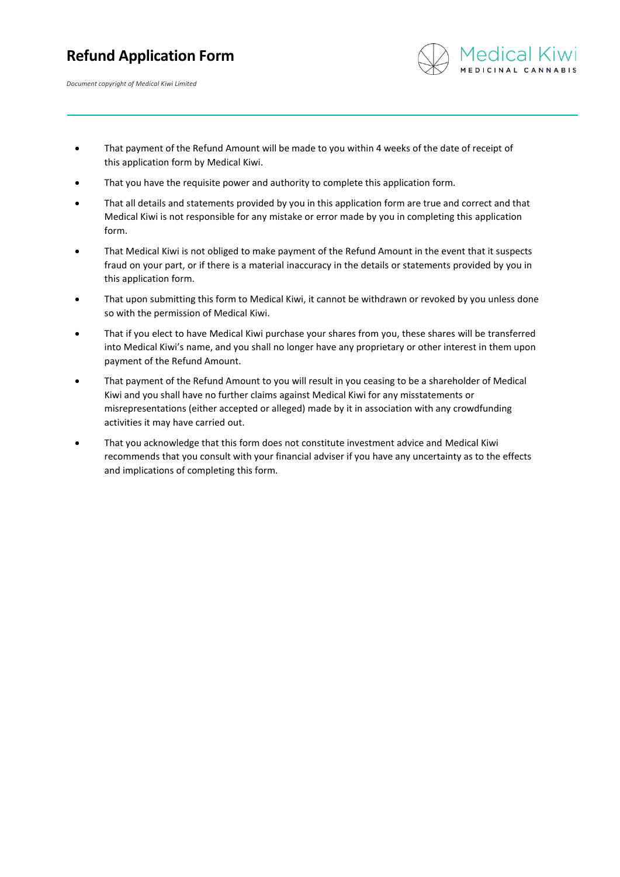- That payment of the Refund Amount will be made to you within 4 weeks of the date of receipt of this application form by Medical Kiwi.
- That you have the requisite power and authority to complete this application form.
- That all details and statements provided by you in this application form are true and correct and that Medical Kiwi is not responsible for any mistake or error made by you in completing this application form.
- That Medical Kiwi is not obliged to make payment of the Refund Amount in the event that it suspects fraud on your part, or if there is a material inaccuracy in the details or statements provided by you in this application form.
- That upon submitting this form to Medical Kiwi, it cannot be withdrawn or revoked by you unless done so with the permission of Medical Kiwi.
- That if you elect to have Medical Kiwi purchase your shares from you, these shares will be transferred into Medical Kiwi's name, and you shall no longer have any proprietary or other interest in them upon payment of the Refund Amount.
- That payment of the Refund Amount to you will result in you ceasing to be a shareholder of Medical Kiwi and you shall have no further claims against Medical Kiwi for any misstatements or misrepresentations (either accepted or alleged) made by it in association with any crowdfunding activities it may have carried out.
- That you acknowledge that this form does not constitute investment advice and Medical Kiwi recommends that you consult with your financial adviser if you have any uncertainty as to the effects and implications of completing this form.